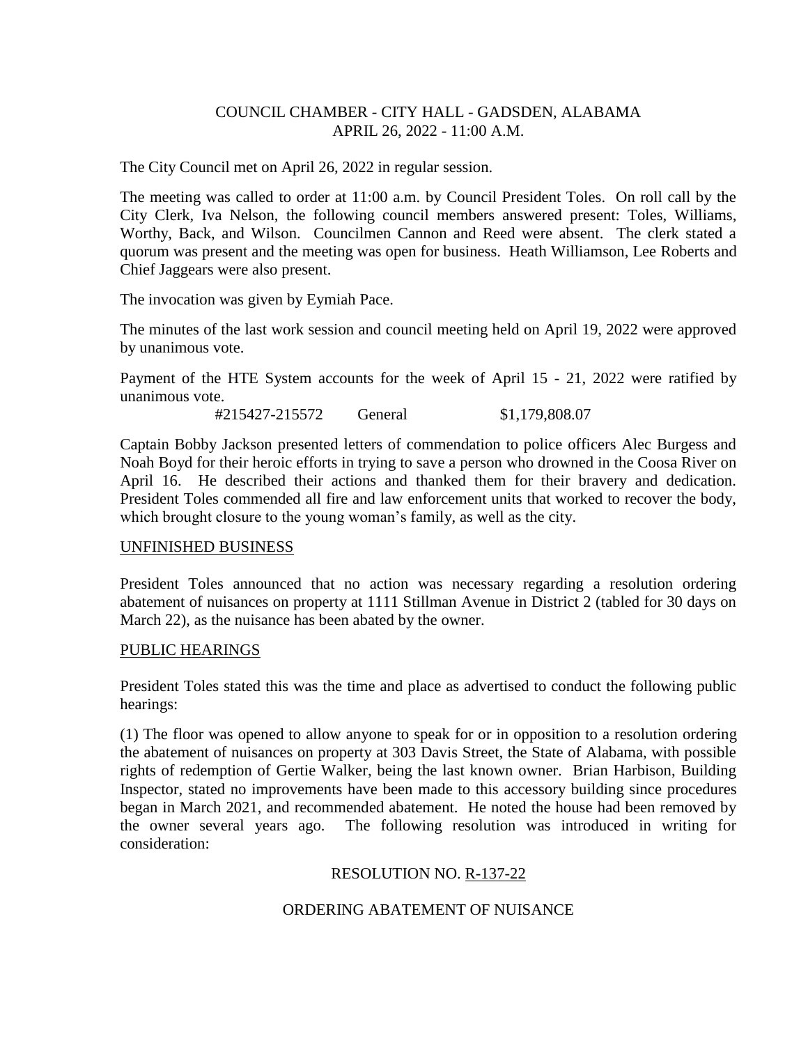COUNCIL CHAMBER - CITY HALL - GADSDEN, ALABAMA
APRIL 26, 2022 - 11:00 A.M.

The City Council met on April 26, 2022 in regular session.

The meeting was called to order at 11:00 a.m. by Council President Toles. On roll call by the City Clerk, Iva Nelson, the following council members answered present: Toles, Williams, Worthy, Back, and Wilson. Councilmen Cannon and Reed were absent. The clerk stated a quorum was present and the meeting was open for business. Heath Williamson, Lee Roberts and Chief Jaggears were also present.

The invocation was given by Eymiah Pace.

The minutes of the last work session and council meeting held on April 19, 2022 were approved by unanimous vote.

Payment of the HTE System accounts for the week of April 15 - 21, 2022 were ratified by unanimous vote.

#215427-215572 General $1,179,808.07

Captain Bobby Jackson presented letters of commendation to police officers Alec Burgess and Noah Boyd for their heroic efforts in trying to save a person who drowned in the Coosa River on April 16. He described their actions and thanked them for their bravery and dedication. President Toles commended all fire and law enforcement units that worked to recover the body, which brought closure to the young woman's family, as well as the city.

UNFINISHED BUSINESS

President Toles announced that no action was necessary regarding a resolution ordering abatement of nuisances on property at 1111 Stillman Avenue in District 2 (tabled for 30 days on March 22), as the nuisance has been abated by the owner.

PUBLIC HEARINGS

President Toles stated this was the time and place as advertised to conduct the following public hearings:

(1) The floor was opened to allow anyone to speak for or in opposition to a resolution ordering the abatement of nuisances on property at 303 Davis Street, the State of Alabama, with possible rights of redemption of Gertie Walker, being the last known owner. Brian Harbison, Building Inspector, stated no improvements have been made to this accessory building since procedures began in March 2021, and recommended abatement. He noted the house had been removed by the owner several years ago. The following resolution was introduced in writing for consideration:

RESOLUTION NO. R-137-22

ORDERING ABATEMENT OF NUISANCE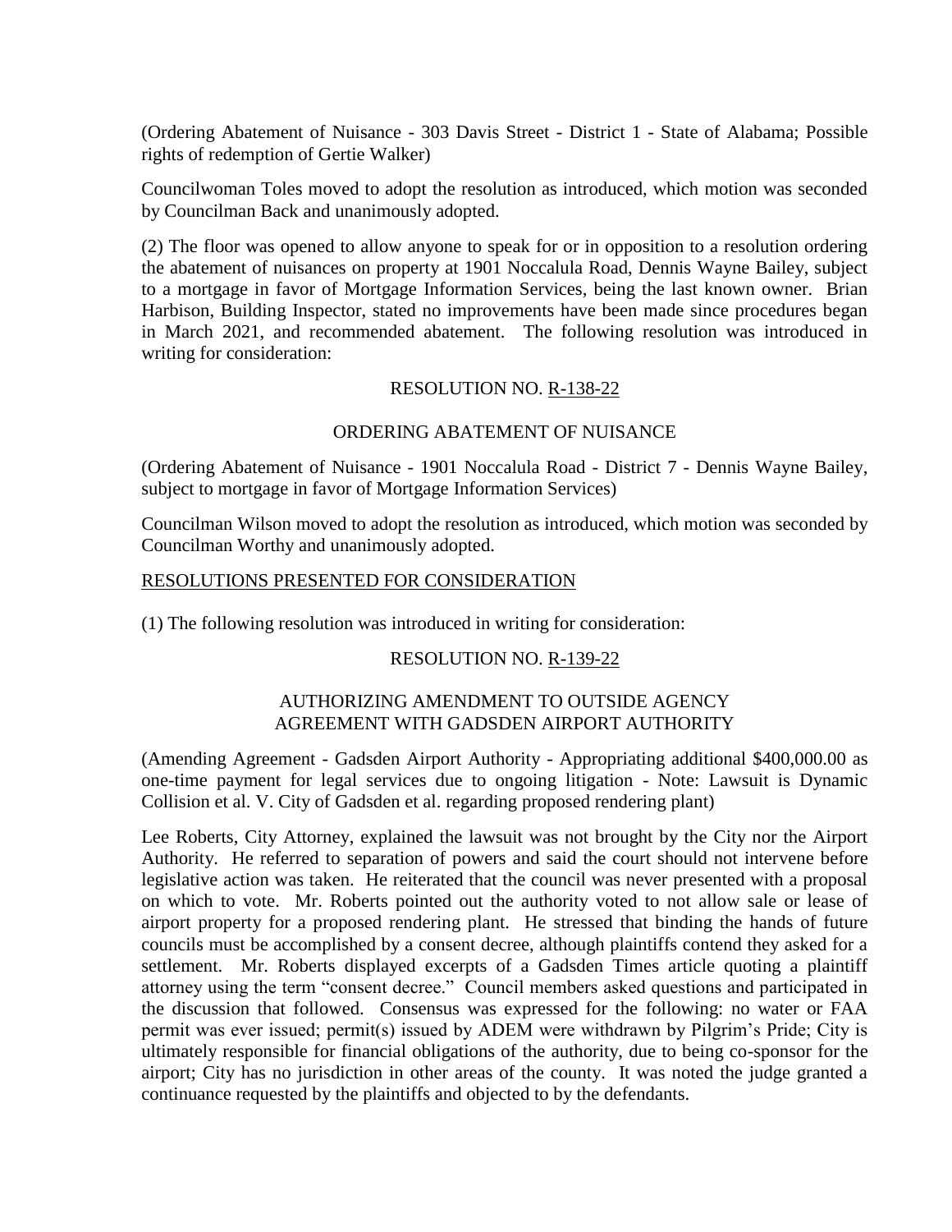(Ordering Abatement of Nuisance - 303 Davis Street - District 1 - State of Alabama; Possible rights of redemption of Gertie Walker)

Councilwoman Toles moved to adopt the resolution as introduced, which motion was seconded by Councilman Back and unanimously adopted.

(2) The floor was opened to allow anyone to speak for or in opposition to a resolution ordering the abatement of nuisances on property at 1901 Noccalula Road, Dennis Wayne Bailey, subject to a mortgage in favor of Mortgage Information Services, being the last known owner. Brian Harbison, Building Inspector, stated no improvements have been made since procedures began in March 2021, and recommended abatement. The following resolution was introduced in writing for consideration:

RESOLUTION NO. R-138-22

ORDERING ABATEMENT OF NUISANCE

(Ordering Abatement of Nuisance - 1901 Noccalula Road - District 7 - Dennis Wayne Bailey, subject to mortgage in favor of Mortgage Information Services)

Councilman Wilson moved to adopt the resolution as introduced, which motion was seconded by Councilman Worthy and unanimously adopted.

RESOLUTIONS PRESENTED FOR CONSIDERATION

(1) The following resolution was introduced in writing for consideration:

RESOLUTION NO. R-139-22

AUTHORIZING AMENDMENT TO OUTSIDE AGENCY AGREEMENT WITH GADSDEN AIRPORT AUTHORITY

(Amending Agreement - Gadsden Airport Authority - Appropriating additional $400,000.00 as one-time payment for legal services due to ongoing litigation - Note: Lawsuit is Dynamic Collision et al. V. City of Gadsden et al. regarding proposed rendering plant)

Lee Roberts, City Attorney, explained the lawsuit was not brought by the City nor the Airport Authority. He referred to separation of powers and said the court should not intervene before legislative action was taken. He reiterated that the council was never presented with a proposal on which to vote. Mr. Roberts pointed out the authority voted to not allow sale or lease of airport property for a proposed rendering plant. He stressed that binding the hands of future councils must be accomplished by a consent decree, although plaintiffs contend they asked for a settlement. Mr. Roberts displayed excerpts of a Gadsden Times article quoting a plaintiff attorney using the term "consent decree." Council members asked questions and participated in the discussion that followed. Consensus was expressed for the following: no water or FAA permit was ever issued; permit(s) issued by ADEM were withdrawn by Pilgrim's Pride; City is ultimately responsible for financial obligations of the authority, due to being co-sponsor for the airport; City has no jurisdiction in other areas of the county. It was noted the judge granted a continuance requested by the plaintiffs and objected to by the defendants.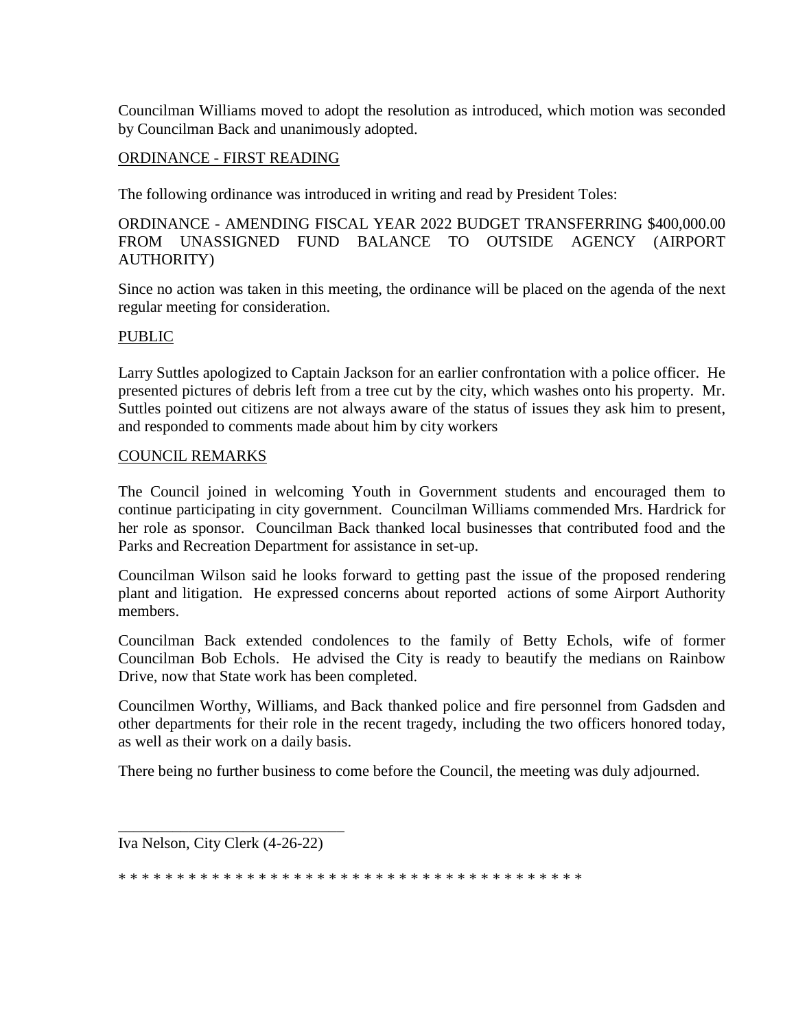Councilman Williams moved to adopt the resolution as introduced, which motion was seconded by Councilman Back and unanimously adopted.

## ORDINANCE - FIRST READING

The following ordinance was introduced in writing and read by President Toles:

ORDINANCE - AMENDING FISCAL YEAR 2022 BUDGET TRANSFERRING $400,000.00 FROM UNASSIGNED FUND BALANCE TO OUTSIDE AGENCY (AIRPORT AUTHORITY)

Since no action was taken in this meeting, the ordinance will be placed on the agenda of the next regular meeting for consideration.

## PUBLIC

Larry Suttles apologized to Captain Jackson for an earlier confrontation with a police officer. He presented pictures of debris left from a tree cut by the city, which washes onto his property. Mr. Suttles pointed out citizens are not always aware of the status of issues they ask him to present, and responded to comments made about him by city workers

## COUNCIL REMARKS

The Council joined in welcoming Youth in Government students and encouraged them to continue participating in city government. Councilman Williams commended Mrs. Hardrick for her role as sponsor. Councilman Back thanked local businesses that contributed food and the Parks and Recreation Department for assistance in set-up.

Councilman Wilson said he looks forward to getting past the issue of the proposed rendering plant and litigation. He expressed concerns about reported actions of some Airport Authority members.

Councilman Back extended condolences to the family of Betty Echols, wife of former Councilman Bob Echols. He advised the City is ready to beautify the medians on Rainbow Drive, now that State work has been completed.

Councilmen Worthy, Williams, and Back thanked police and fire personnel from Gadsden and other departments for their role in the recent tragedy, including the two officers honored today, as well as their work on a daily basis.

There being no further business to come before the Council, the meeting was duly adjourned.

\_\_\_\_\_\_\_\_\_\_\_\_\_\_\_\_\_\_\_\_\_\_\_\_\_\_\_\_\_\_

Iva Nelson, City Clerk (4-26-22)

* * * * * * * * * * * * * * * * * * * * * * * * * * * * * * * * * * * * * * * * * *